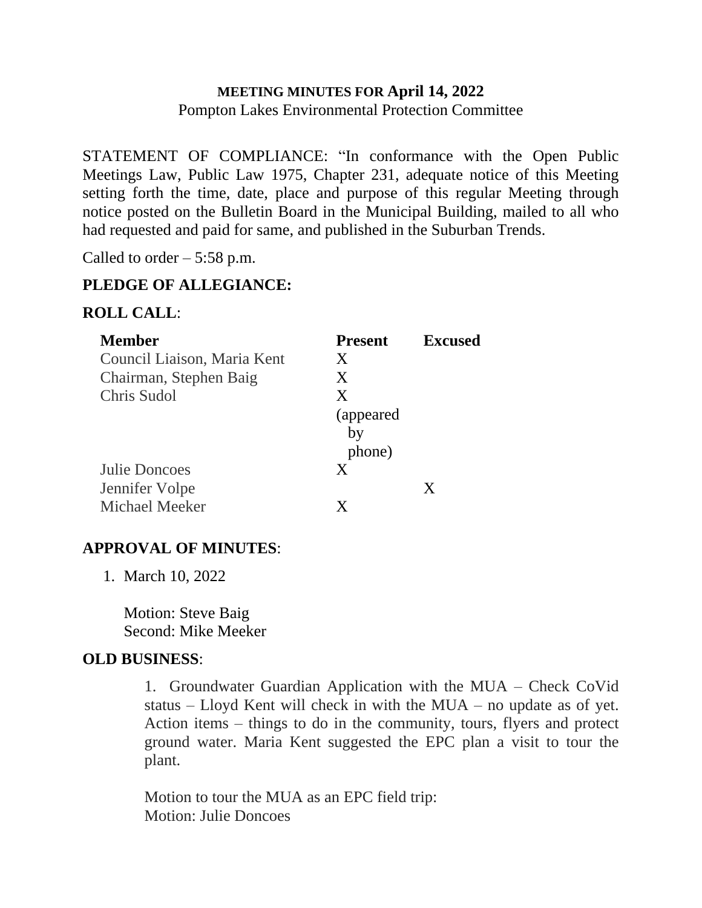**MEETING MINUTES FOR April 14, 2022**
Pompton Lakes Environmental Protection Committee

STATEMENT OF COMPLIANCE: "In conformance with the Open Public Meetings Law, Public Law 1975, Chapter 231, adequate notice of this Meeting setting forth the time, date, place and purpose of this regular Meeting through notice posted on the Bulletin Board in the Municipal Building, mailed to all who had requested and paid for same, and published in the Suburban Trends.

Called to order – 5:58 p.m.

**PLEDGE OF ALLEGIANCE:**

**ROLL CALL**:

| Member | Present | Excused |
|---|---|---|
| Council Liaison, Maria Kent | X | |
| Chairman, Stephen Baig | X | |
| Chris Sudol | X (appeared by phone) | |
| Julie Doncoes | X | |
| Jennifer Volpe | | X |
| Michael Meeker | X | |

**APPROVAL OF MINUTES**:

1. March 10, 2022

   Motion: Steve Baig
   Second: Mike Meeker

**OLD BUSINESS**:

1. Groundwater Guardian Application with the MUA – Check CoVid status – Lloyd Kent will check in with the MUA – no update as of yet. Action items – things to do in the community, tours, flyers and protect ground water. Maria Kent suggested the EPC plan a visit to tour the plant.

   Motion to tour the MUA as an EPC field trip:
   Motion: Julie Doncoes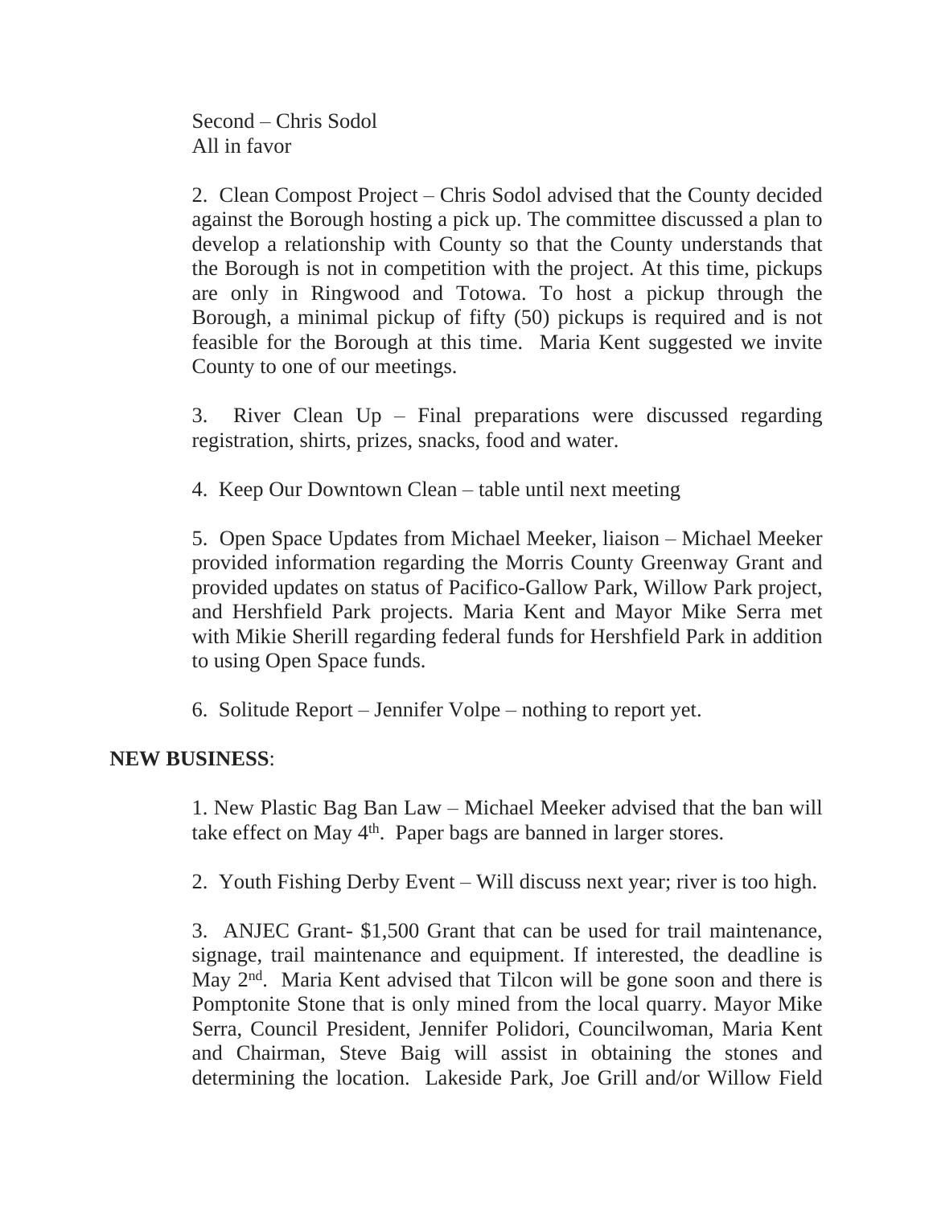Second – Chris Sodol
All in favor

2. Clean Compost Project – Chris Sodol advised that the County decided against the Borough hosting a pick up. The committee discussed a plan to develop a relationship with County so that the County understands that the Borough is not in competition with the project. At this time, pickups are only in Ringwood and Totowa. To host a pickup through the Borough, a minimal pickup of fifty (50) pickups is required and is not feasible for the Borough at this time. Maria Kent suggested we invite County to one of our meetings.

3. River Clean Up – Final preparations were discussed regarding registration, shirts, prizes, snacks, food and water.

4. Keep Our Downtown Clean – table until next meeting

5. Open Space Updates from Michael Meeker, liaison – Michael Meeker provided information regarding the Morris County Greenway Grant and provided updates on status of Pacifico-Gallow Park, Willow Park project, and Hershfield Park projects. Maria Kent and Mayor Mike Serra met with Mikie Sherill regarding federal funds for Hershfield Park in addition to using Open Space funds.

6. Solitude Report – Jennifer Volpe – nothing to report yet.

**NEW BUSINESS**:

1. New Plastic Bag Ban Law – Michael Meeker advised that the ban will take effect on May 4th. Paper bags are banned in larger stores.

2. Youth Fishing Derby Event – Will discuss next year; river is too high.

3. ANJEC Grant- $1,500 Grant that can be used for trail maintenance, signage, trail maintenance and equipment. If interested, the deadline is May 2nd. Maria Kent advised that Tilcon will be gone soon and there is Pomptonite Stone that is only mined from the local quarry. Mayor Mike Serra, Council President, Jennifer Polidori, Councilwoman, Maria Kent and Chairman, Steve Baig will assist in obtaining the stones and determining the location. Lakeside Park, Joe Grill and/or Willow Field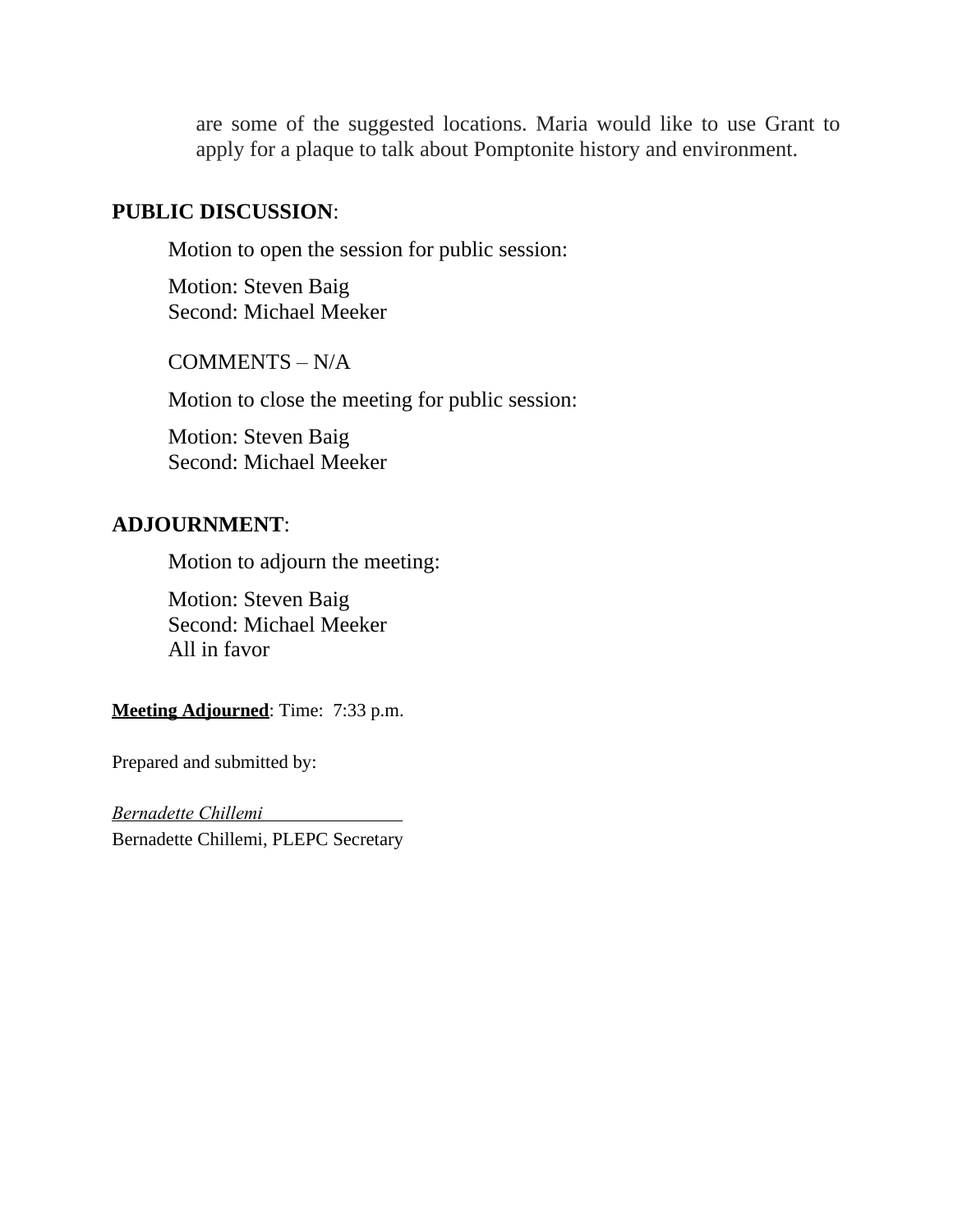are some of the suggested locations. Maria would like to use Grant to apply for a plaque to talk about Pomptonite history and environment.

**PUBLIC DISCUSSION**:

Motion to open the session for public session:

Motion: Steven Baig
Second: Michael Meeker

COMMENTS – N/A

Motion to close the meeting for public session:

Motion: Steven Baig
Second: Michael Meeker

**ADJOURNMENT**:

Motion to adjourn the meeting:

Motion: Steven Baig
Second: Michael Meeker
All in favor

**Meeting Adjourned**: Time: 7:33 p.m.

Prepared and submitted by:

*Bernadette Chillemi*
Bernadette Chillemi, PLEPC Secretary